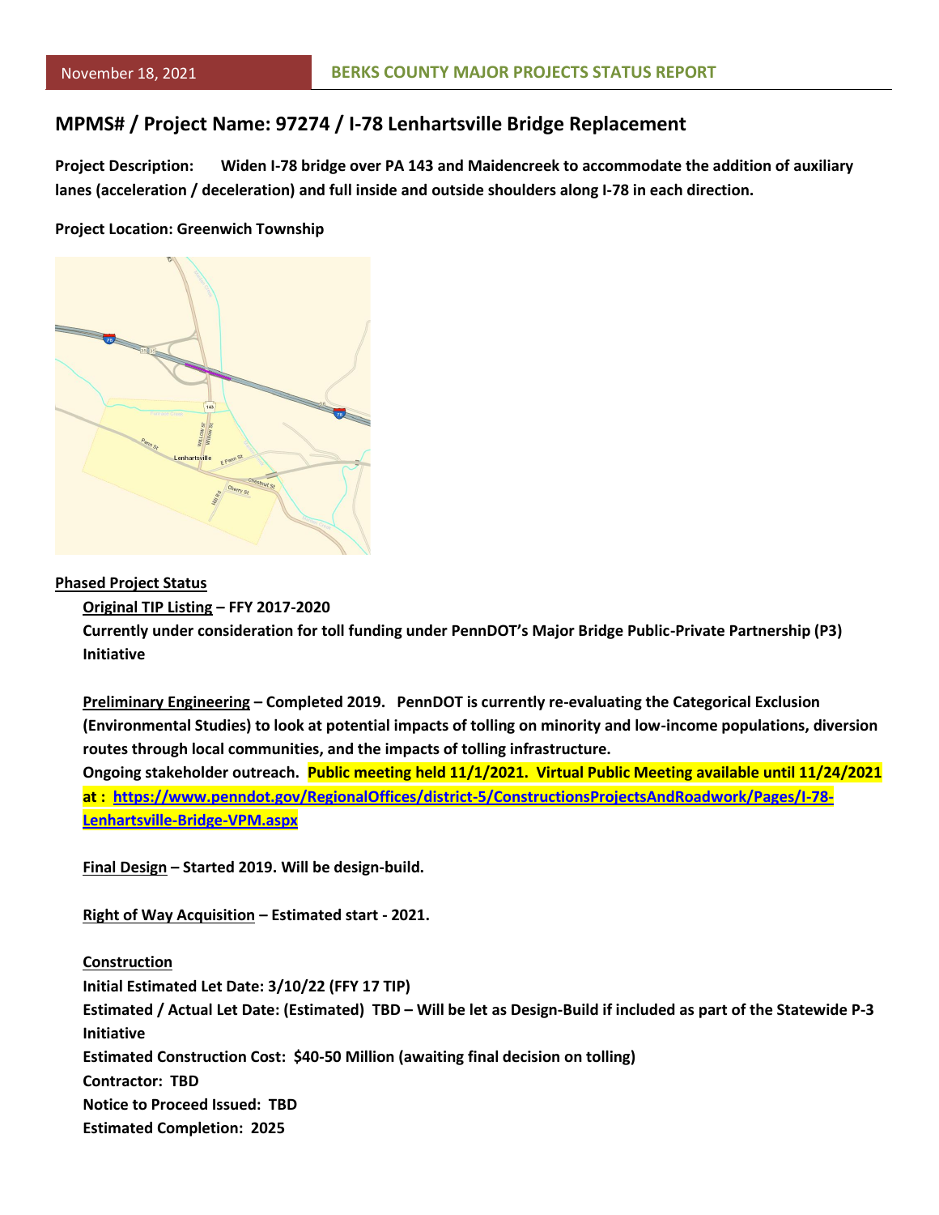November 18, 2021 **BERKS COUNTY MAJOR PROJECTS STATUS REPORT**

## MPMS# / Project Name: 97274 / I-78 Lenhartsville Bridge Replacement

**Project Description: Widen I-78 bridge over PA 143 and Maidencreek to accommodate the addition of auxiliary lanes (acceleration / deceleration) and full inside and outside shoulders along I-78 in each direction.**

**Project Location: Greenwich Township**

**Phased Project Status**

**Original TIP Listing – FFY 2017-2020**
**Currently under consideration for toll funding under PennDOT's Major Bridge Public-Private Partnership (P3) Initiative**

**Preliminary Engineering – Completed 2019. PennDOT is currently re-evaluating the Categorical Exclusion (Environmental Studies) to look at potential impacts of tolling on minority and low-income populations, diversion routes through local communities, and the impacts of tolling infrastructure.**
**Ongoing stakeholder outreach. Public meeting held 11/1/2021. Virtual Public Meeting available until 11/24/2021 at : https://www.penndot.gov/RegionalOffices/district-5/ConstructionsProjectsAndRoadwork/Pages/I-78-Lenhartsville-Bridge-VPM.aspx**

**Final Design – Started 2019. Will be design-build.**

**Right of Way Acquisition – Estimated start - 2021.**

**Construction**
**Initial Estimated Let Date: 3/10/22 (FFY 17 TIP)**
**Estimated / Actual Let Date: (Estimated) TBD – Will be let as Design-Build if included as part of the Statewide P-3 Initiative**
**Estimated Construction Cost: $40-50 Million (awaiting final decision on tolling)**
**Contractor: TBD**
**Notice to Proceed Issued: TBD**
**Estimated Completion: 2025**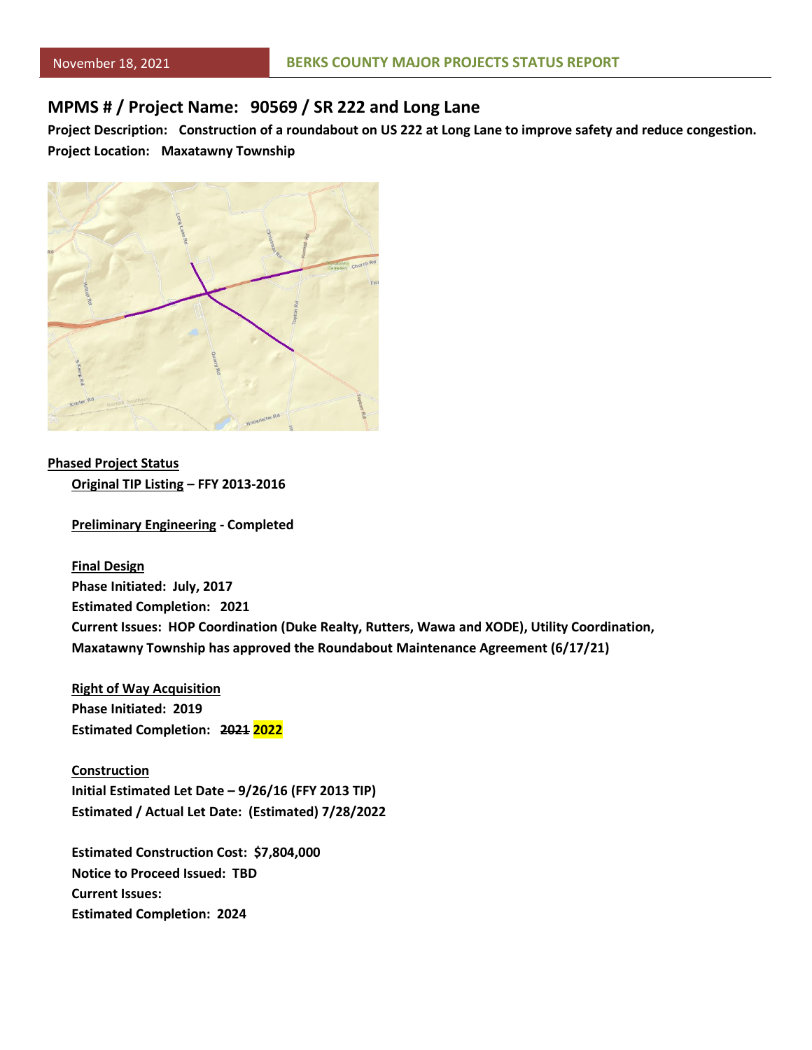## MPMS # / Project Name: 90569 / SR 222 and Long Lane

**Project Description:** **Construction of a roundabout on US 222 at Long Lane to improve safety and reduce congestion.**

**Project Location:** **Maxatawny Township**

**Phased Project Status**

**Original TIP Listing – FFY 2013-2016**

**Preliminary Engineering - Completed**

**Final Design**

**Phase Initiated: July, 2017**

**Estimated Completion: 2021**

**Current Issues: HOP Coordination (Duke Realty, Rutters, Wawa and XODE), Utility Coordination, Maxatawny Township has approved the Roundabout Maintenance Agreement (6/17/21)**

**Right of Way Acquisition**

**Phase Initiated: 2019**

**Estimated Completion: ~~2021~~ 2022**

**Construction**

**Initial Estimated Let Date – 9/26/16 (FFY 2013 TIP)**

**Estimated / Actual Let Date: (Estimated) 7/28/2022**

**Estimated Construction Cost: $7,804,000**

**Notice to Proceed Issued: TBD**

**Current Issues:**

**Estimated Completion: 2024**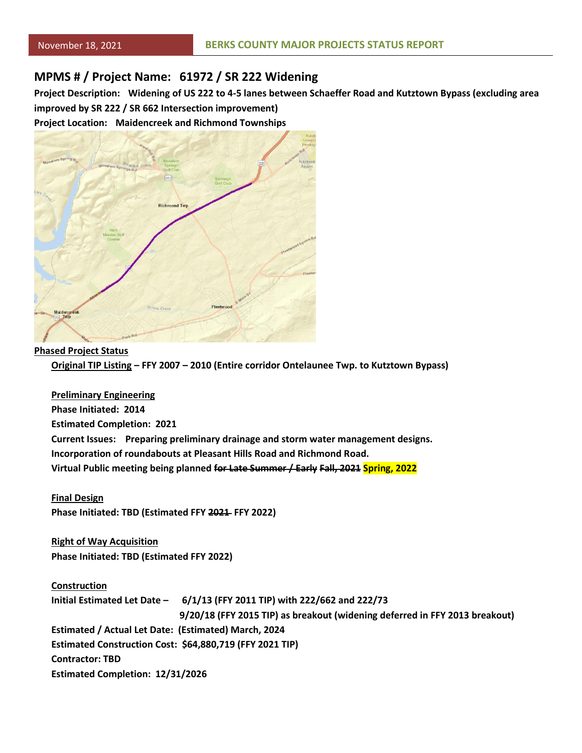## MPMS # / Project Name: 61972 / SR 222 Widening

**Project Description:** Widening of US 222 to 4-5 lanes between Schaeffer Road and Kutztown Bypass (excluding area improved by SR 222 / SR 662 Intersection improvement)

**Project Location:** Maidencreek and Richmond Townships

### Phased Project Status

**Original TIP Listing** – FFY 2007 – 2010 (Entire corridor Ontelaunee Twp. to Kutztown Bypass)

**Preliminary Engineering**

Phase Initiated: 2014

Estimated Completion: 2021

Current Issues: Preparing preliminary drainage and storm water management designs.

Incorporation of roundabouts at Pleasant Hills Road and Richmond Road.

Virtual Public meeting being planned ~~for Late Summer / Early Fall, 2021~~ Spring, 2022

**Final Design**

Phase Initiated: TBD (Estimated FFY ~~2021~~ FFY 2022)

**Right of Way Acquisition**

Phase Initiated: TBD (Estimated FFY 2022)

**Construction**

Initial Estimated Let Date – 6/1/13 (FFY 2011 TIP) with 222/662 and 222/73
9/20/18 (FFY 2015 TIP) as breakout (widening deferred in FFY 2013 breakout)

Estimated / Actual Let Date: (Estimated) March, 2024

Estimated Construction Cost: $64,880,719 (FFY 2021 TIP)

Contractor: TBD

Estimated Completion: 12/31/2026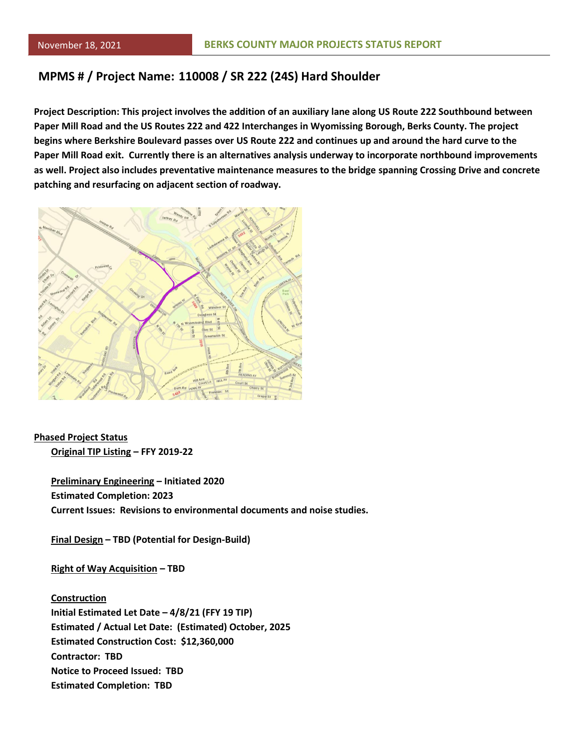## MPMS # / Project Name: 110008 / SR 222 (24S) Hard Shoulder

**Project Description: This project involves the addition of an auxiliary lane along US Route 222 Southbound between Paper Mill Road and the US Routes 222 and 422 Interchanges in Wyomissing Borough, Berks County. The project begins where Berkshire Boulevard passes over US Route 222 and continues up and around the hard curve to the Paper Mill Road exit. Currently there is an alternatives analysis underway to incorporate northbound improvements as well. Project also includes preventative maintenance measures to the bridge spanning Crossing Drive and concrete patching and resurfacing on adjacent section of roadway.**

**Phased Project Status**

**Original TIP Listing – FFY 2019-22**

**Preliminary Engineering – Initiated 2020**
**Estimated Completion: 2023**
**Current Issues: Revisions to environmental documents and noise studies.**

**Final Design – TBD (Potential for Design-Build)**

**Right of Way Acquisition – TBD**

**Construction**
**Initial Estimated Let Date – 4/8/21 (FFY 19 TIP)**
**Estimated / Actual Let Date: (Estimated) October, 2025**
**Estimated Construction Cost: $12,360,000**
**Contractor: TBD**
**Notice to Proceed Issued: TBD**
**Estimated Completion: TBD**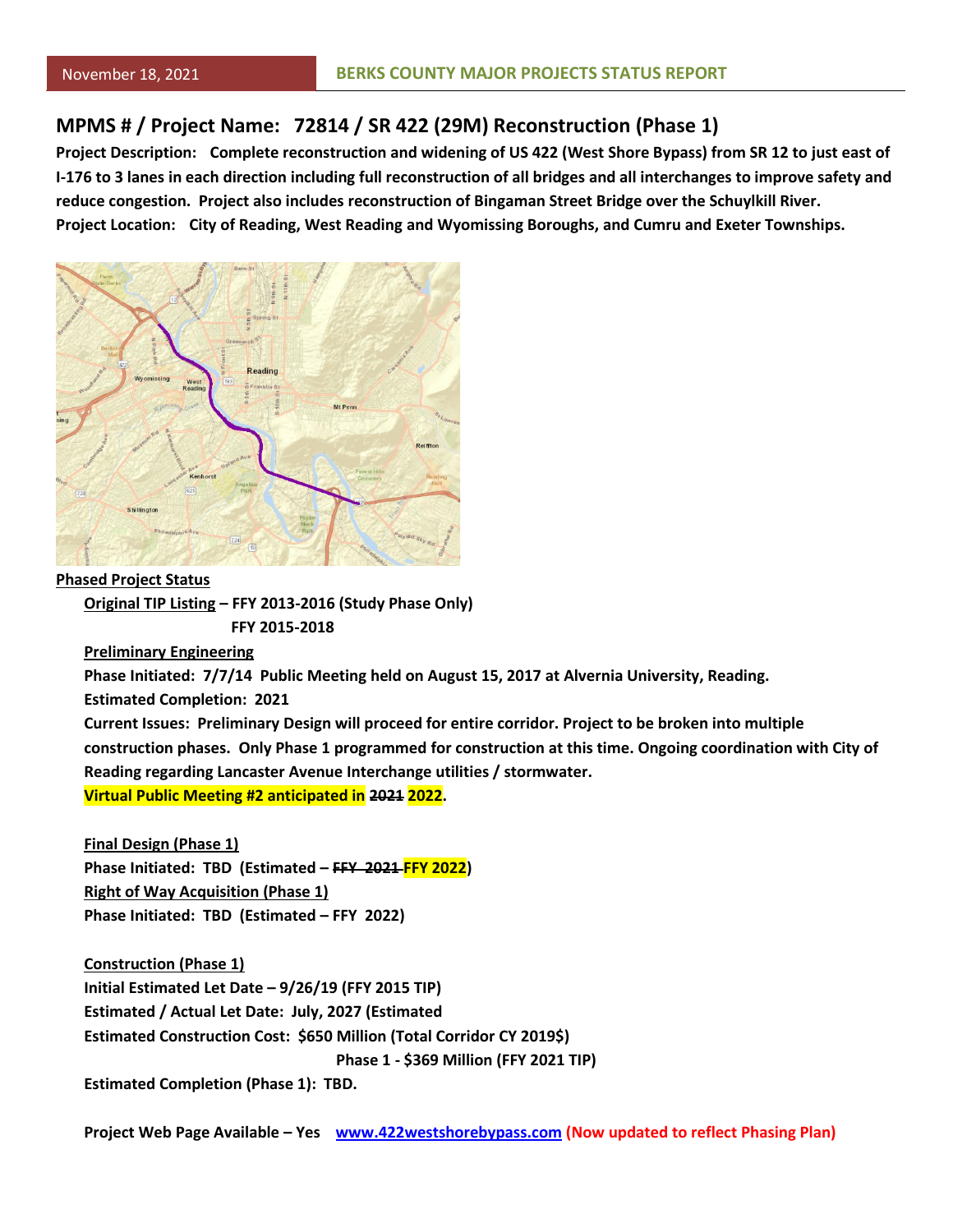## MPMS # / Project Name: 72814 / SR 422 (29M) Reconstruction (Phase 1)

**Project Description: Complete reconstruction and widening of US 422 (West Shore Bypass) from SR 12 to just east of I-176 to 3 lanes in each direction including full reconstruction of all bridges and all interchanges to improve safety and reduce congestion. Project also includes reconstruction of Bingaman Street Bridge over the Schuylkill River.**

**Project Location: City of Reading, West Reading and Wyomissing Boroughs, and Cumru and Exeter Townships.**

**Phased Project Status**

**Original TIP Listing – FFY 2013-2016 (Study Phase Only)**
**FFY 2015-2018**

**Preliminary Engineering**

**Phase Initiated: 7/7/14 Public Meeting held on August 15, 2017 at Alvernia University, Reading.**

**Estimated Completion: 2021**

**Current Issues: Preliminary Design will proceed for entire corridor. Project to be broken into multiple construction phases. Only Phase 1 programmed for construction at this time. Ongoing coordination with City of Reading regarding Lancaster Avenue Interchange utilities / stormwater.**

**Virtual Public Meeting #2 anticipated in ~~2021~~ 2022.**

**Final Design (Phase 1)**

**Phase Initiated: TBD (Estimated – ~~FFY 2021~~ FFY 2022)**

**Right of Way Acquisition (Phase 1)**

**Phase Initiated: TBD (Estimated – FFY 2022)**

**Construction (Phase 1)**

**Initial Estimated Let Date – 9/26/19 (FFY 2015 TIP)**

**Estimated / Actual Let Date: July, 2027 (Estimated**

**Estimated Construction Cost: $650 Million (Total Corridor CY 2019$)**
**Phase 1 - $369 Million (FFY 2021 TIP)**

**Estimated Completion (Phase 1): TBD.**

**Project Web Page Available – Yes [www.422westshorebypass.com](www.422westshorebypass.com) (Now updated to reflect Phasing Plan)**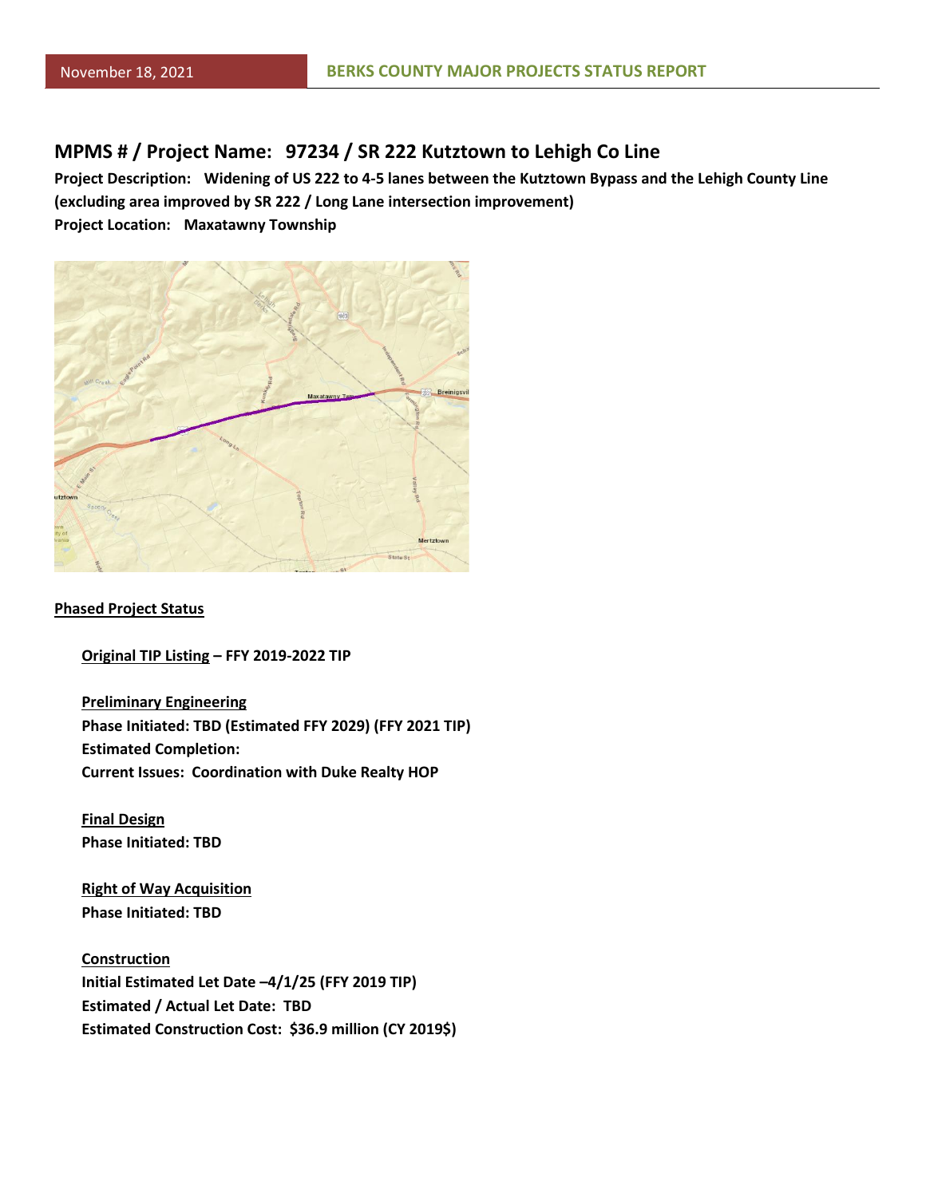## MPMS # / Project Name: 97234 / SR 222 Kutztown to Lehigh Co Line

**Project Description: Widening of US 222 to 4-5 lanes between the Kutztown Bypass and the Lehigh County Line (excluding area improved by SR 222 / Long Lane intersection improvement)**

**Project Location: Maxatawny Township**

### Phased Project Status

**Original TIP Listing – FFY 2019-2022 TIP**

**Preliminary Engineering**
**Phase Initiated: TBD (Estimated FFY 2029) (FFY 2021 TIP)**
**Estimated Completion:**
**Current Issues: Coordination with Duke Realty HOP**

**Final Design**
**Phase Initiated: TBD**

**Right of Way Acquisition**
**Phase Initiated: TBD**

**Construction**
**Initial Estimated Let Date –4/1/25 (FFY 2019 TIP)**
**Estimated / Actual Let Date: TBD**
**Estimated Construction Cost: $36.9 million (CY 2019$)**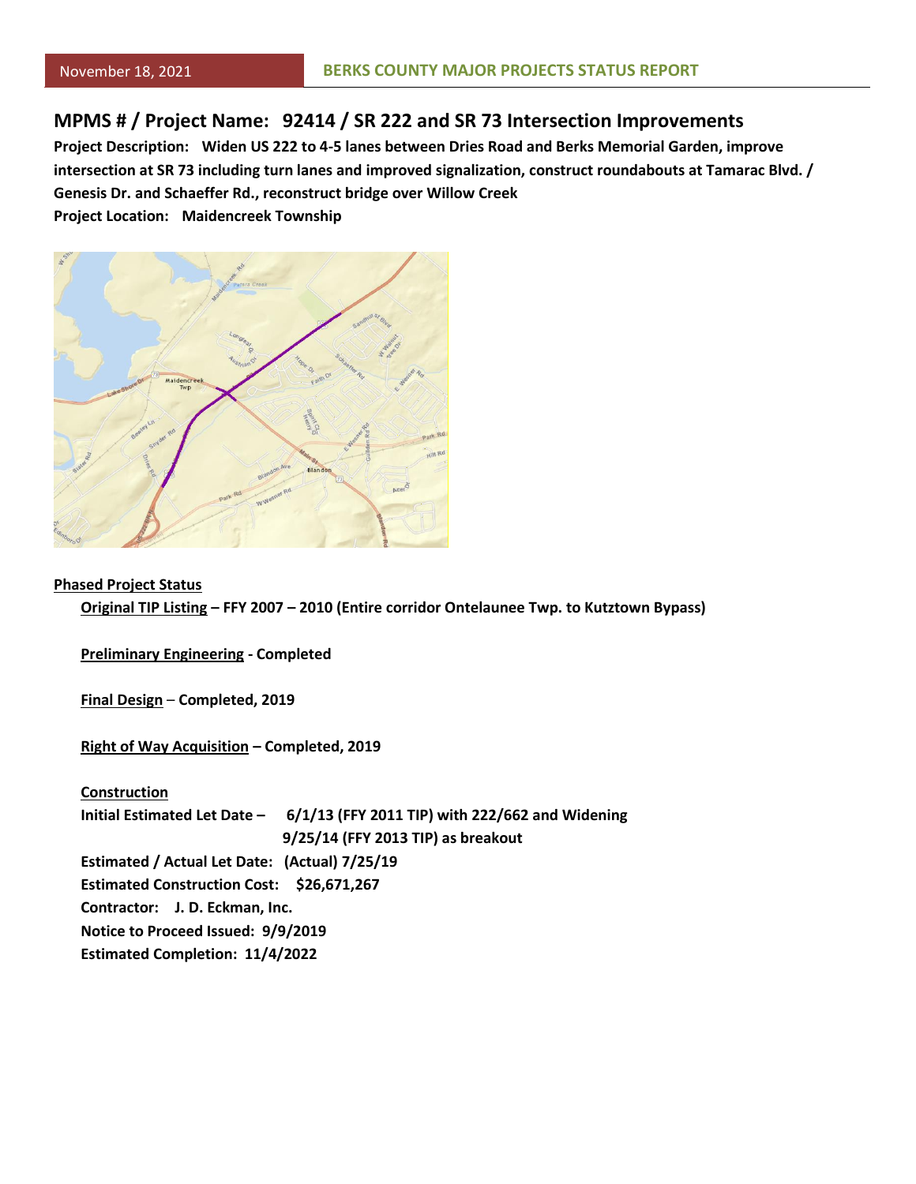## MPMS # / Project Name: 92414 / SR 222 and SR 73 Intersection Improvements

**Project Description:** **Widen US 222 to 4-5 lanes between Dries Road and Berks Memorial Garden, improve intersection at SR 73 including turn lanes and improved signalization, construct roundabouts at Tamarac Blvd. / Genesis Dr. and Schaeffer Rd., reconstruct bridge over Willow Creek**

**Project Location:** **Maidencreek Township**

**Phased Project Status**

**Original TIP Listing – FFY 2007 – 2010 (Entire corridor Ontelaunee Twp. to Kutztown Bypass)**

**Preliminary Engineering - Completed**

**Final Design – Completed, 2019**

**Right of Way Acquisition – Completed, 2019**

**Construction**

**Initial Estimated Let Date – 6/1/13 (FFY 2011 TIP) with 222/662 and Widening 9/25/14 (FFY 2013 TIP) as breakout**

**Estimated / Actual Let Date: (Actual) 7/25/19**

**Estimated Construction Cost: $26,671,267**

**Contractor: J. D. Eckman, Inc.**

**Notice to Proceed Issued: 9/9/2019**

**Estimated Completion: 11/4/2022**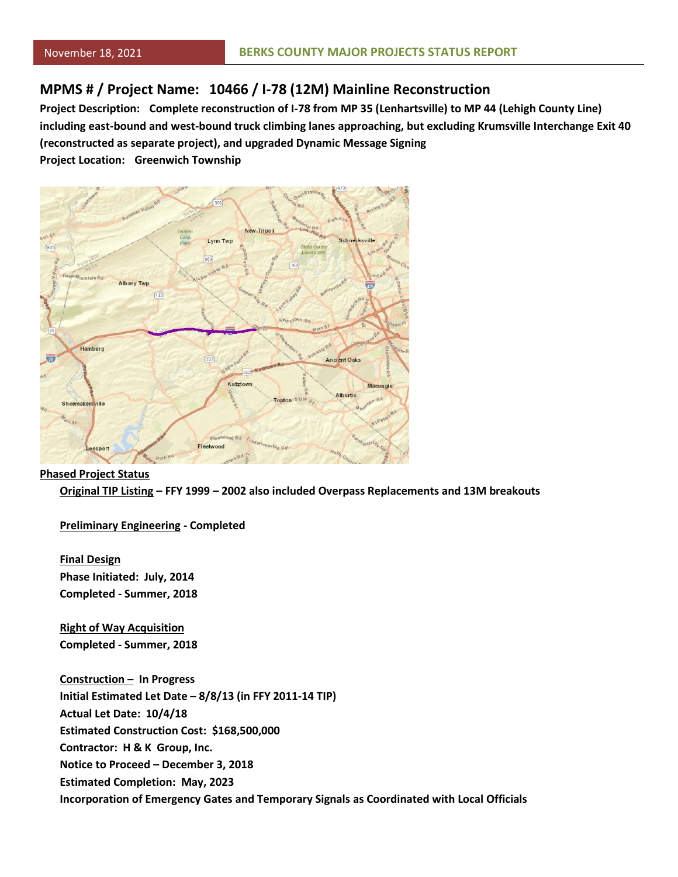November 18, 2021 **BERKS COUNTY MAJOR PROJECTS STATUS REPORT**

## MPMS # / Project Name: 10466 / I-78 (12M) Mainline Reconstruction

**Project Description: Complete reconstruction of I-78 from MP 35 (Lenhartsville) to MP 44 (Lehigh County Line) including east-bound and west-bound truck climbing lanes approaching, but excluding Krumsville Interchange Exit 40 (reconstructed as separate project), and upgraded Dynamic Message Signing**

**Project Location: Greenwich Township**

**Phased Project Status**

**Original TIP Listing – FFY 1999 – 2002 also included Overpass Replacements and 13M breakouts**

**Preliminary Engineering - Completed**

**Final Design**
**Phase Initiated: July, 2014**
**Completed - Summer, 2018**

**Right of Way Acquisition**
**Completed - Summer, 2018**

**Construction – In Progress**
**Initial Estimated Let Date – 8/8/13 (in FFY 2011-14 TIP)**
**Actual Let Date: 10/4/18**
**Estimated Construction Cost: $168,500,000**
**Contractor: H & K Group, Inc.**
**Notice to Proceed – December 3, 2018**
**Estimated Completion: May, 2023**
**Incorporation of Emergency Gates and Temporary Signals as Coordinated with Local Officials**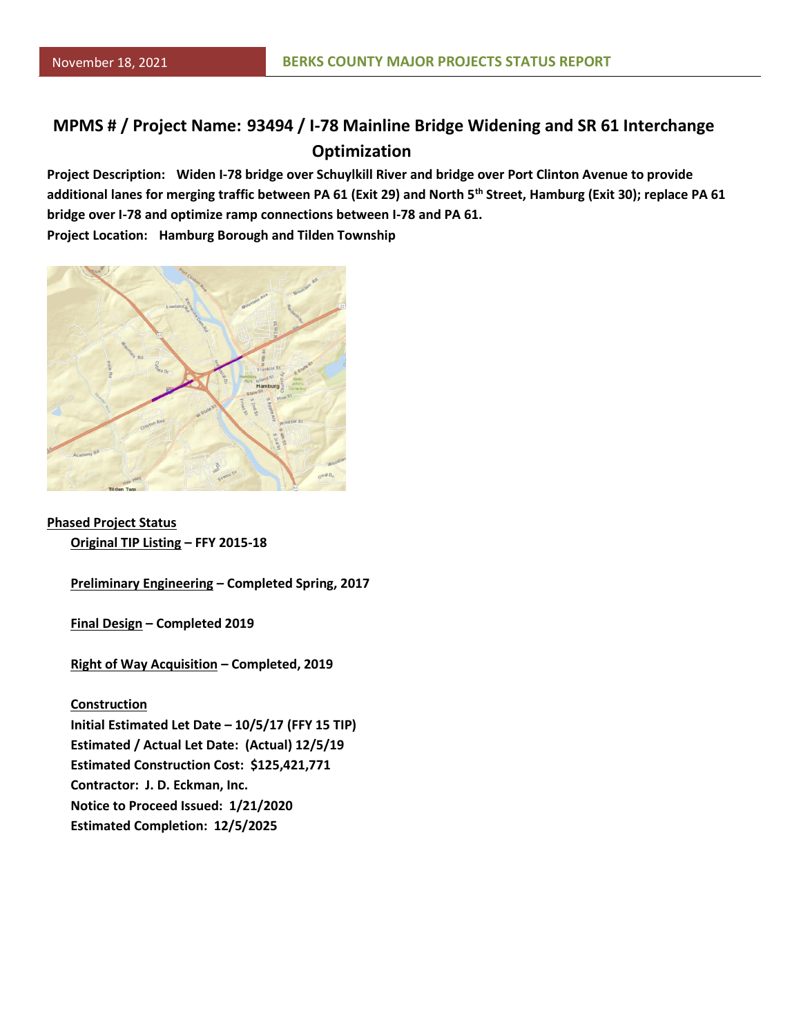# MPMS # / Project Name: 93494 / I-78 Mainline Bridge Widening and SR 61 Interchange Optimization

**Project Description:** **Widen I-78 bridge over Schuylkill River and bridge over Port Clinton Avenue to provide additional lanes for merging traffic between PA 61 (Exit 29) and North 5th Street, Hamburg (Exit 30); replace PA 61 bridge over I-78 and optimize ramp connections between I-78 and PA 61.**

**Project Location:** **Hamburg Borough and Tilden Township**

**Phased Project Status**

**Original TIP Listing – FFY 2015-18**

**Preliminary Engineering – Completed Spring, 2017**

**Final Design – Completed 2019**

**Right of Way Acquisition – Completed, 2019**

**Construction**

**Initial Estimated Let Date – 10/5/17 (FFY 15 TIP)**
**Estimated / Actual Let Date: (Actual) 12/5/19**
**Estimated Construction Cost: $125,421,771**
**Contractor: J. D. Eckman, Inc.**
**Notice to Proceed Issued: 1/21/2020**
**Estimated Completion: 12/5/2025**